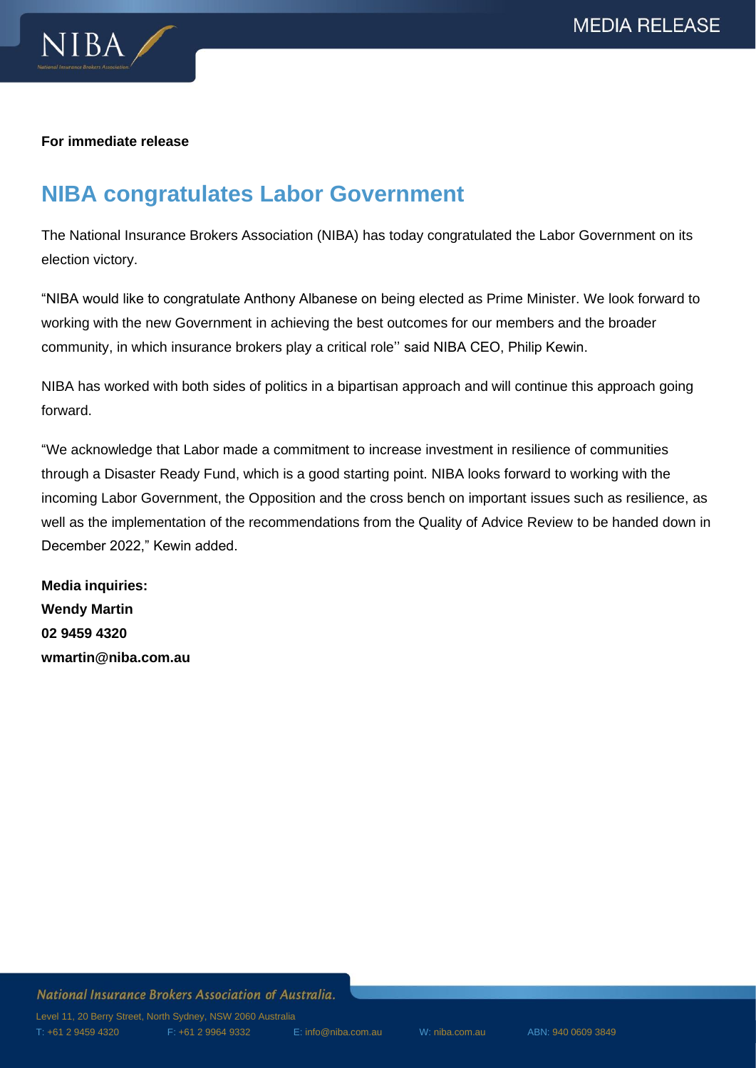**For immediate release**

## NIBA congratulates Labor Government

The National Insurance Brokers Association (NIBA) has today congratulated the Labor Government on its election victory.

"NIBA would like to congratulate Anthony Albanese on being elected as Prime Minister. We look forward to working with the new Government in achieving the best outcomes for our members and the broader community, in which insurance brokers play a critical role'' said NIBA CEO, Philip Kewin.

NIBA has worked with both sides of politics in a bipartisan approach and will continue this approach going forward.

"We acknowledge that Labor made a commitment to increase investment in resilience of communities through a Disaster Ready Fund, which is a good starting point. NIBA looks forward to working with the incoming Labor Government, the Opposition and the cross bench on important issues such as resilience, as well as the implementation of the recommendations from the Quality of Advice Review to be handed down in December 2022," Kewin added.

**Media inquiries:**
**Wendy Martin**
**02 9459 4320**
**wmartin@niba.com.au**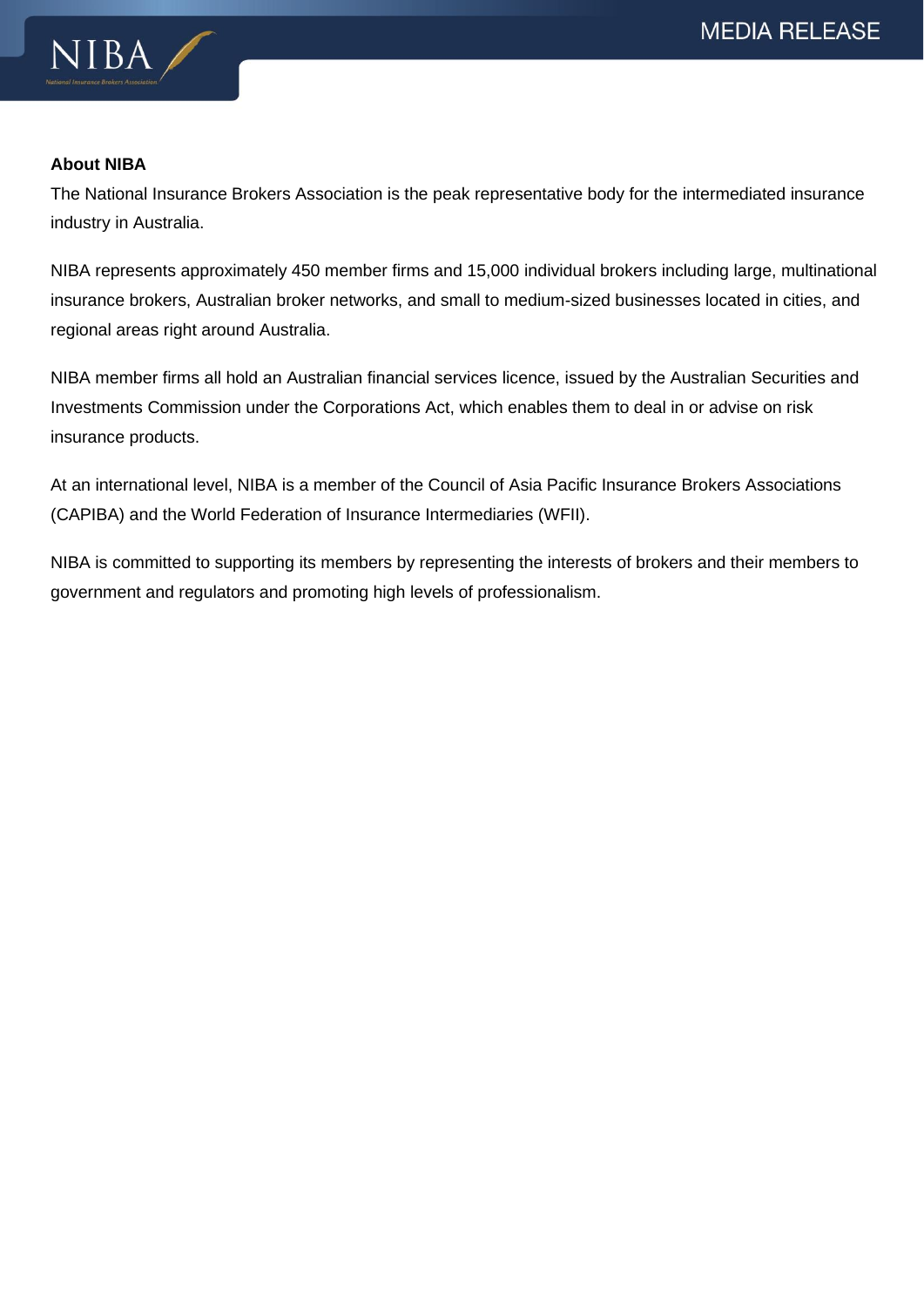**About NIBA**

The National Insurance Brokers Association is the peak representative body for the intermediated insurance industry in Australia.

NIBA represents approximately 450 member firms and 15,000 individual brokers including large, multinational insurance brokers, Australian broker networks, and small to medium-sized businesses located in cities, and regional areas right around Australia.

NIBA member firms all hold an Australian financial services licence, issued by the Australian Securities and Investments Commission under the Corporations Act, which enables them to deal in or advise on risk insurance products.

At an international level, NIBA is a member of the Council of Asia Pacific Insurance Brokers Associations (CAPIBA) and the World Federation of Insurance Intermediaries (WFII).

NIBA is committed to supporting its members by representing the interests of brokers and their members to government and regulators and promoting high levels of professionalism.